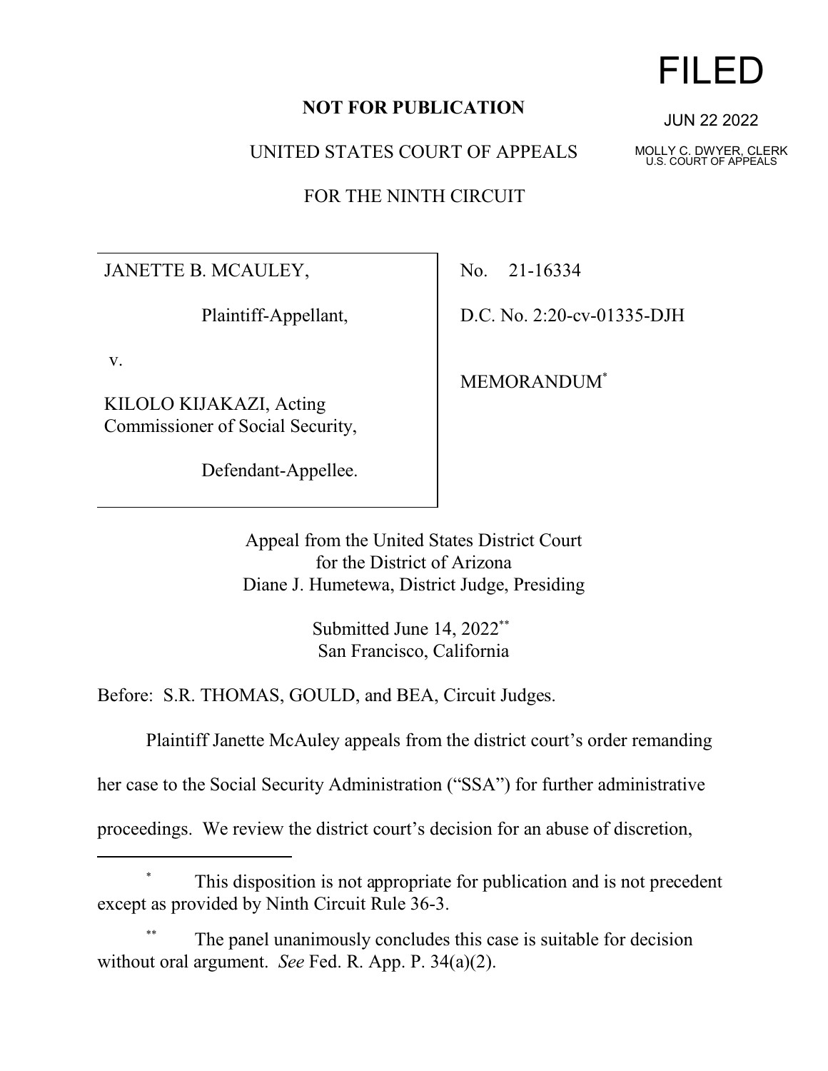FILED

JUN 22 2022

MOLLY C. DWYER, CLERK
U.S. COURT OF APPEALS

**NOT FOR PUBLICATION**

UNITED STATES COURT OF APPEALS

FOR THE NINTH CIRCUIT

JANETTE B. MCAULEY,

Plaintiff-Appellant,

v.

KILOLO KIJAKAZI, Acting Commissioner of Social Security,

Defendant-Appellee.

No. 21-16334

D.C. No. 2:20-cv-01335-DJH

MEMORANDUM[*]

Appeal from the United States District Court
for the District of Arizona
Diane J. Humetewa, District Judge, Presiding

Submitted June 14, 2022[**]
San Francisco, California

Before: S.R. THOMAS, GOULD, and BEA, Circuit Judges.

Plaintiff Janette McAuley appeals from the district court's order remanding her case to the Social Security Administration ("SSA") for further administrative proceedings. We review the district court's decision for an abuse of discretion,

---

[*] This disposition is not appropriate for publication and is not precedent except as provided by Ninth Circuit Rule 36-3.

[**] The panel unanimously concludes this case is suitable for decision without oral argument. *See* Fed. R. App. P. 34(a)(2).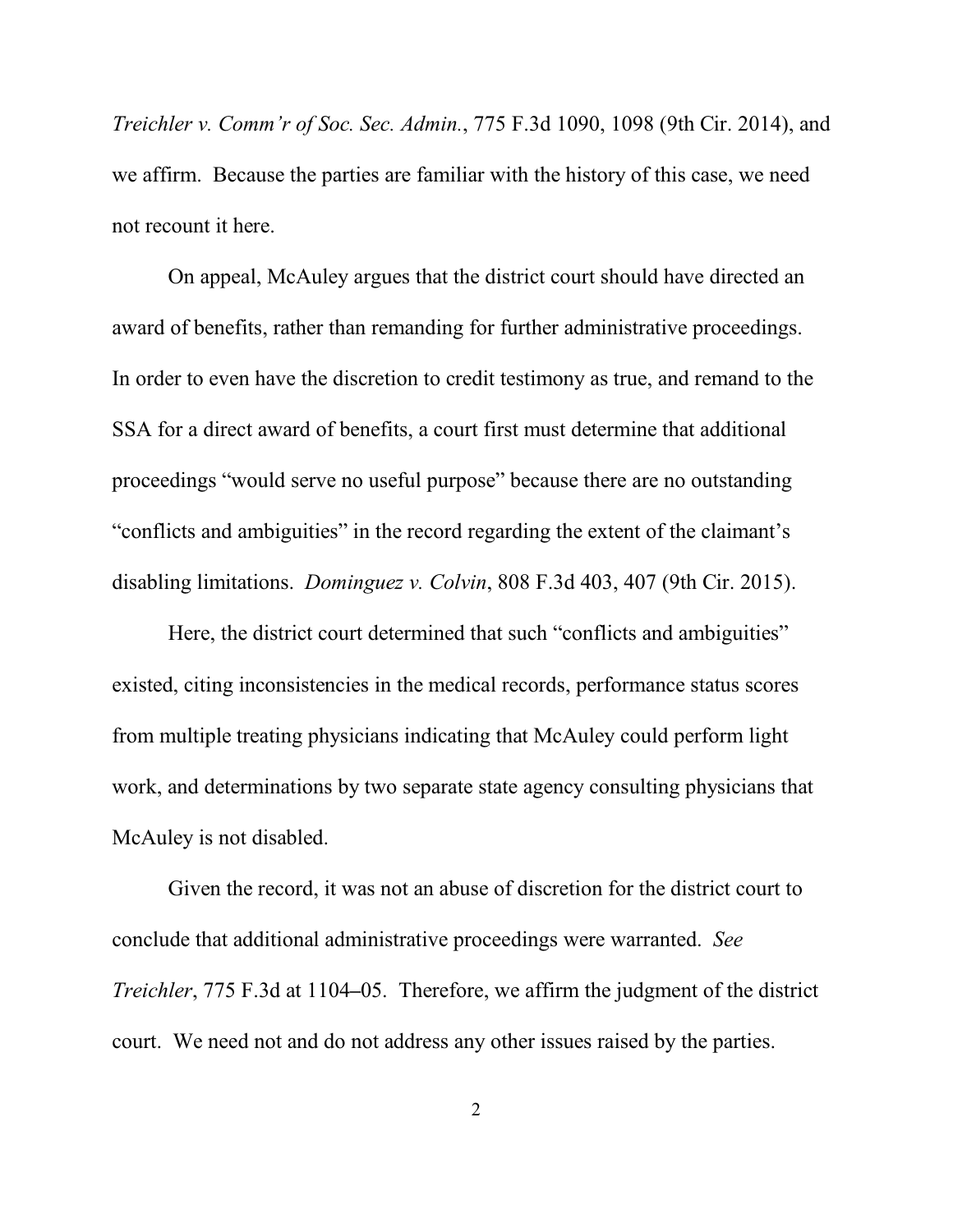*Treichler v. Comm'r of Soc. Sec. Admin.*, 775 F.3d 1090, 1098 (9th Cir. 2014), and we affirm. Because the parties are familiar with the history of this case, we need not recount it here.

On appeal, McAuley argues that the district court should have directed an award of benefits, rather than remanding for further administrative proceedings. In order to even have the discretion to credit testimony as true, and remand to the SSA for a direct award of benefits, a court first must determine that additional proceedings "would serve no useful purpose" because there are no outstanding "conflicts and ambiguities" in the record regarding the extent of the claimant's disabling limitations. *Dominguez v. Colvin*, 808 F.3d 403, 407 (9th Cir. 2015).

Here, the district court determined that such "conflicts and ambiguities" existed, citing inconsistencies in the medical records, performance status scores from multiple treating physicians indicating that McAuley could perform light work, and determinations by two separate state agency consulting physicians that McAuley is not disabled.

Given the record, it was not an abuse of discretion for the district court to conclude that additional administrative proceedings were warranted. *See Treichler*, 775 F.3d at 1104–05. Therefore, we affirm the judgment of the district court. We need not and do not address any other issues raised by the parties.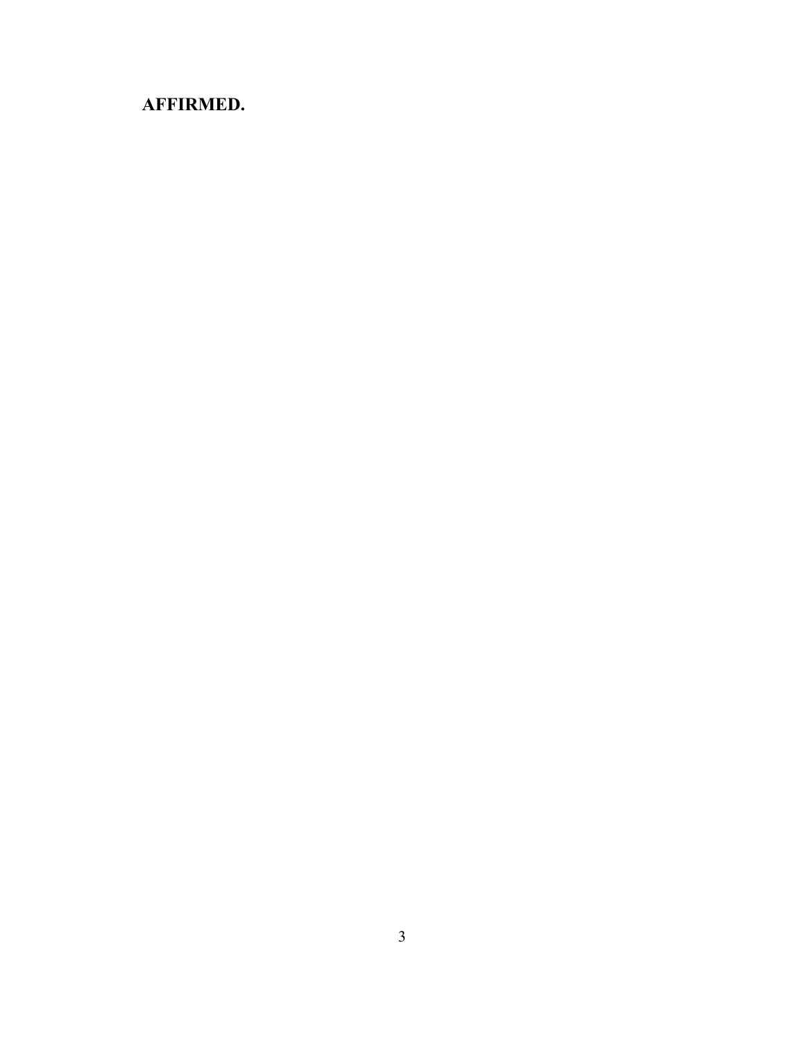**AFFIRMED.**